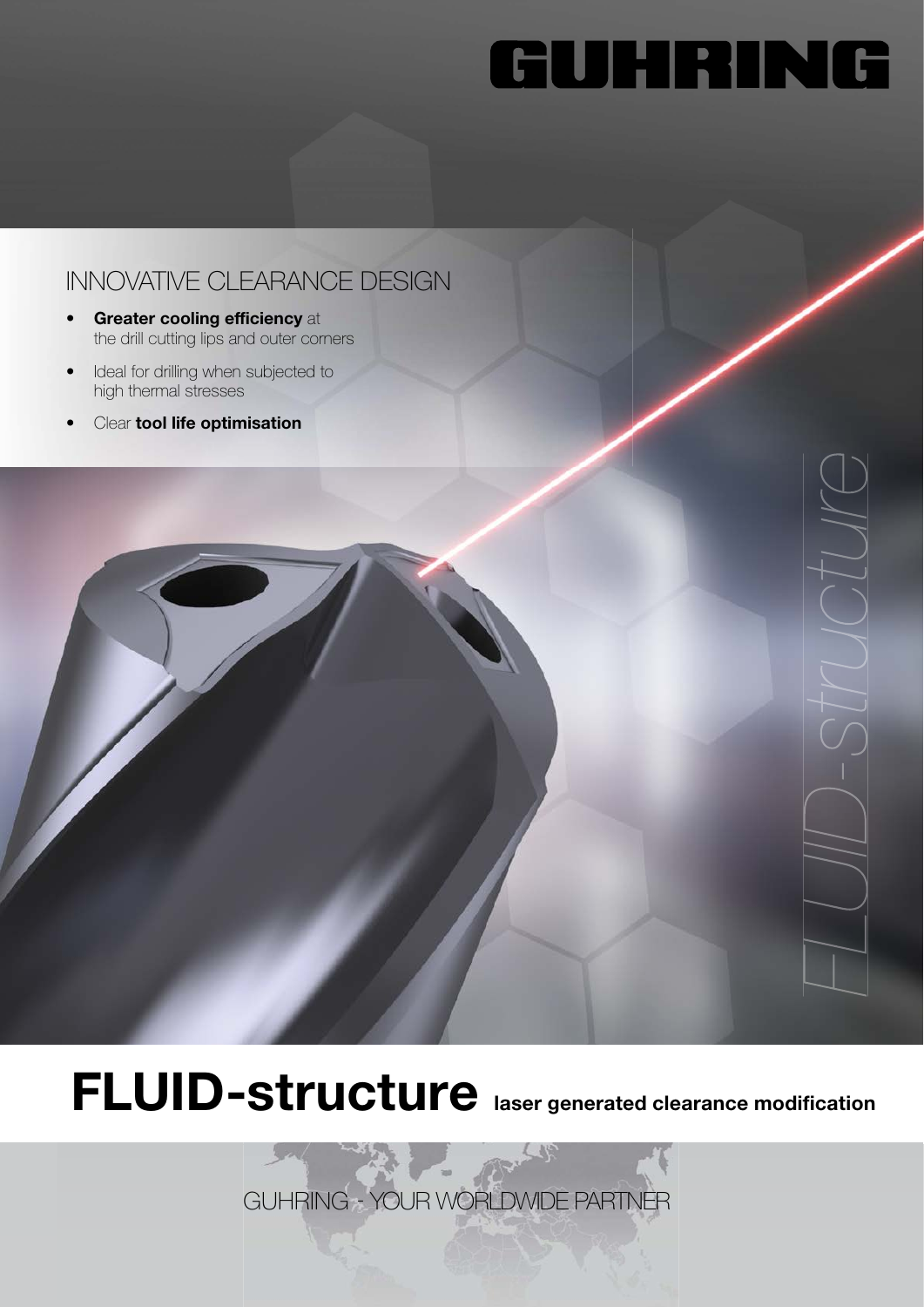# GUHRING

## INNOVATIVE CLEARANCE DESIGN

- **Greater cooling efficiency** at the drill cutting lips and outer corners
- Ideal for drilling when subjected to high thermal stresses
- Clear **tool life optimisation**

*FLUID-structure*

# FLUID-structure **laser generated clearance modification**

GUHRING - YOUR WORLDWIDE PARTNER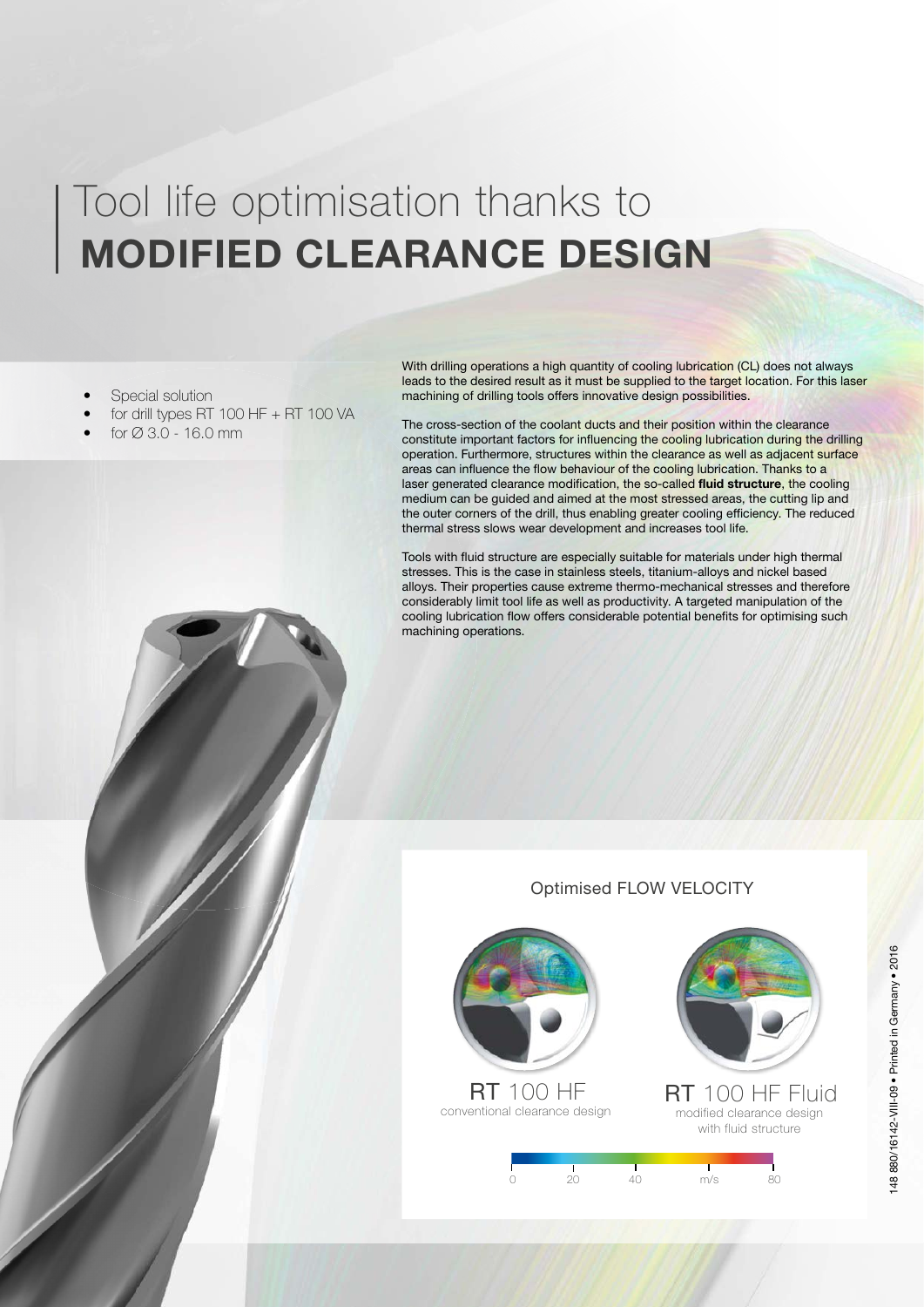# Tool life optimisation thanks to **MODIFIED CLEARANCE DESIGN**

- Special solution
- for drill types RT 100 HF + RT 100 VA
- for Ø 3.0 - 16.0 mm

With drilling operations a high quantity of cooling lubrication (CL) does not always leads to the desired result as it must be supplied to the target location. For this laser machining of drilling tools offers innovative design possibilities.

The cross-section of the coolant ducts and their position within the clearance constitute important factors for influencing the cooling lubrication during the drilling operation. Furthermore, structures within the clearance as well as adjacent surface areas can influence the flow behaviour of the cooling lubrication. Thanks to a laser generated clearance modification, the so-called **fluid structure**, the cooling medium can be guided and aimed at the most stressed areas, the cutting lip and the outer corners of the drill, thus enabling greater cooling efficiency. The reduced thermal stress slows wear development and increases tool life.

Tools with fluid structure are especially suitable for materials under high thermal stresses. This is the case in stainless steels, titanium-alloys and nickel based alloys. Their properties cause extreme thermo-mechanical stresses and therefore considerably limit tool life as well as productivity. A targeted manipulation of the cooling lubrication flow offers considerable potential benefits for optimising such machining operations.

Optimised FLOW VELOCITY

RT 100 HF
conventional clearance design

RT 100 HF Fluid
modified clearance design with fluid structure

0 20 40 m/s 80

148 880/16142-VIII-09 • Printed in Germany • 2016